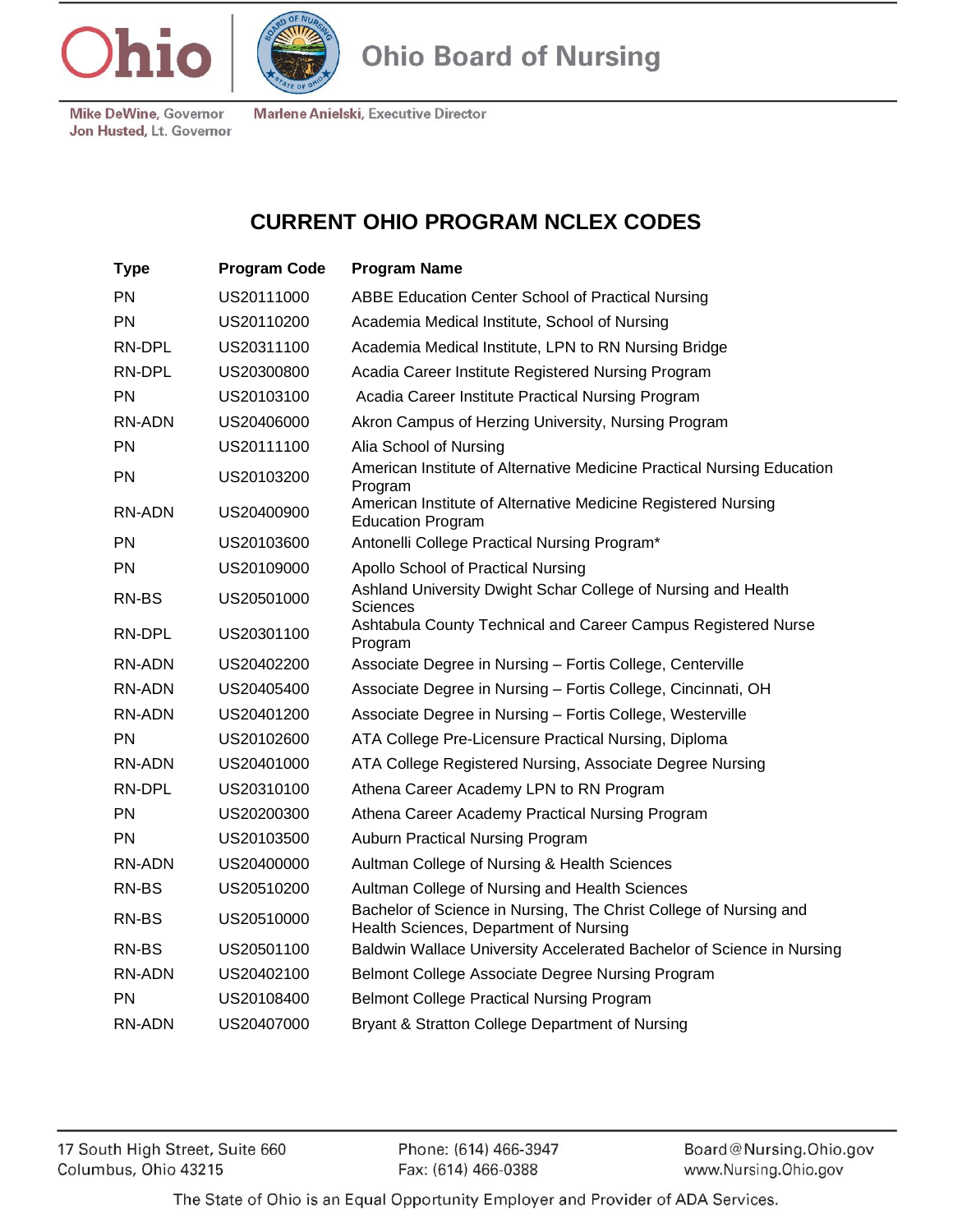Ohio | Ohio Board of Nursing

Mike DeWine, Governor
Jon Husted, Lt. Governor

Marlene Anielski, Executive Director

# CURRENT OHIO PROGRAM NCLEX CODES

| Type | Program Code | Program Name |
|---|---|---|
| PN | US20111000 | ABBE Education Center School of Practical Nursing |
| PN | US20110200 | Academia Medical Institute, School of Nursing |
| RN-DPL | US20311100 | Academia Medical Institute, LPN to RN Nursing Bridge |
| RN-DPL | US20300800 | Acadia Career Institute Registered Nursing Program |
| PN | US20103100 | Acadia Career Institute Practical Nursing Program |
| RN-ADN | US20406000 | Akron Campus of Herzing University, Nursing Program |
| PN | US20111100 | Alia School of Nursing |
| PN | US20103200 | American Institute of Alternative Medicine Practical Nursing Education Program |
| RN-ADN | US20400900 | American Institute of Alternative Medicine Registered Nursing Education Program |
| PN | US20103600 | Antonelli College Practical Nursing Program* |
| PN | US20109000 | Apollo School of Practical Nursing |
| RN-BS | US20501000 | Ashland University Dwight Schar College of Nursing and Health Sciences |
| RN-DPL | US20301100 | Ashtabula County Technical and Career Campus Registered Nurse Program |
| RN-ADN | US20402200 | Associate Degree in Nursing – Fortis College, Centerville |
| RN-ADN | US20405400 | Associate Degree in Nursing – Fortis College, Cincinnati, OH |
| RN-ADN | US20401200 | Associate Degree in Nursing – Fortis College, Westerville |
| PN | US20102600 | ATA College Pre-Licensure Practical Nursing, Diploma |
| RN-ADN | US20401000 | ATA College Registered Nursing, Associate Degree Nursing |
| RN-DPL | US20310100 | Athena Career Academy LPN to RN Program |
| PN | US20200300 | Athena Career Academy Practical Nursing Program |
| PN | US20103500 | Auburn Practical Nursing Program |
| RN-ADN | US20400000 | Aultman College of Nursing & Health Sciences |
| RN-BS | US20510200 | Aultman College of Nursing and Health Sciences |
| RN-BS | US20510000 | Bachelor of Science in Nursing, The Christ College of Nursing and Health Sciences, Department of Nursing |
| RN-BS | US20501100 | Baldwin Wallace University Accelerated Bachelor of Science in Nursing |
| RN-ADN | US20402100 | Belmont College Associate Degree Nursing Program |
| PN | US20108400 | Belmont College Practical Nursing Program |
| RN-ADN | US20407000 | Bryant & Stratton College Department of Nursing |

17 South High Street, Suite 660
Columbus, Ohio 43215

Phone: (614) 466-3947
Fax: (614) 466-0388

Board@Nursing.Ohio.gov
www.Nursing.Ohio.gov

The State of Ohio is an Equal Opportunity Employer and Provider of ADA Services.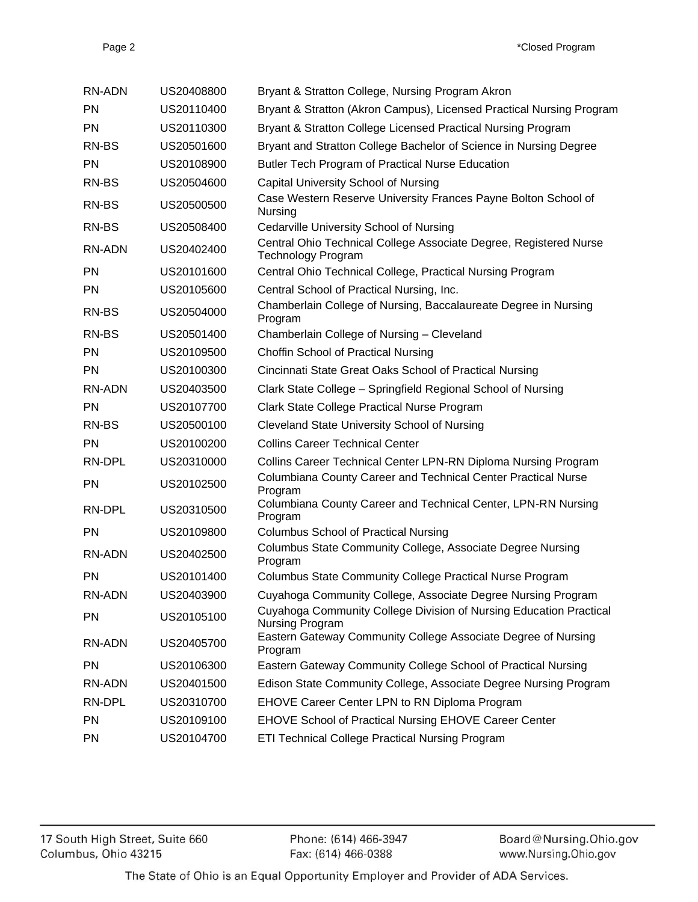| | | |
|---|---|---|
| RN-ADN | US20408800 | Bryant & Stratton College, Nursing Program Akron |
| PN | US20110400 | Bryant & Stratton (Akron Campus), Licensed Practical Nursing Program |
| PN | US20110300 | Bryant & Stratton College Licensed Practical Nursing Program |
| RN-BS | US20501600 | Bryant and Stratton College Bachelor of Science in Nursing Degree |
| PN | US20108900 | Butler Tech Program of Practical Nurse Education |
| RN-BS | US20504600 | Capital University School of Nursing |
| RN-BS | US20500500 | Case Western Reserve University Frances Payne Bolton School of Nursing |
| RN-BS | US20508400 | Cedarville University School of Nursing |
| RN-ADN | US20402400 | Central Ohio Technical College Associate Degree, Registered Nurse Technology Program |
| PN | US20101600 | Central Ohio Technical College, Practical Nursing Program |
| PN | US20105600 | Central School of Practical Nursing, Inc. |
| RN-BS | US20504000 | Chamberlain College of Nursing, Baccalaureate Degree in Nursing Program |
| RN-BS | US20501400 | Chamberlain College of Nursing – Cleveland |
| PN | US20109500 | Choffin School of Practical Nursing |
| PN | US20100300 | Cincinnati State Great Oaks School of Practical Nursing |
| RN-ADN | US20403500 | Clark State College – Springfield Regional School of Nursing |
| PN | US20107700 | Clark State College Practical Nurse Program |
| RN-BS | US20500100 | Cleveland State University School of Nursing |
| PN | US20100200 | Collins Career Technical Center |
| RN-DPL | US20310000 | Collins Career Technical Center LPN-RN Diploma Nursing Program |
| PN | US20102500 | Columbiana County Career and Technical Center Practical Nurse Program |
| RN-DPL | US20310500 | Columbiana County Career and Technical Center, LPN-RN Nursing Program |
| PN | US20109800 | Columbus School of Practical Nursing |
| RN-ADN | US20402500 | Columbus State Community College, Associate Degree Nursing Program |
| PN | US20101400 | Columbus State Community College Practical Nurse Program |
| RN-ADN | US20403900 | Cuyahoga Community College, Associate Degree Nursing Program |
| PN | US20105100 | Cuyahoga Community College Division of Nursing Education Practical Nursing Program |
| RN-ADN | US20405700 | Eastern Gateway Community College Associate Degree of Nursing Program |
| PN | US20106300 | Eastern Gateway Community College School of Practical Nursing |
| RN-ADN | US20401500 | Edison State Community College, Associate Degree Nursing Program |
| RN-DPL | US20310700 | EHOVE Career Center LPN to RN Diploma Program |
| PN | US20109100 | EHOVE School of Practical Nursing EHOVE Career Center |
| PN | US20104700 | ETI Technical College Practical Nursing Program |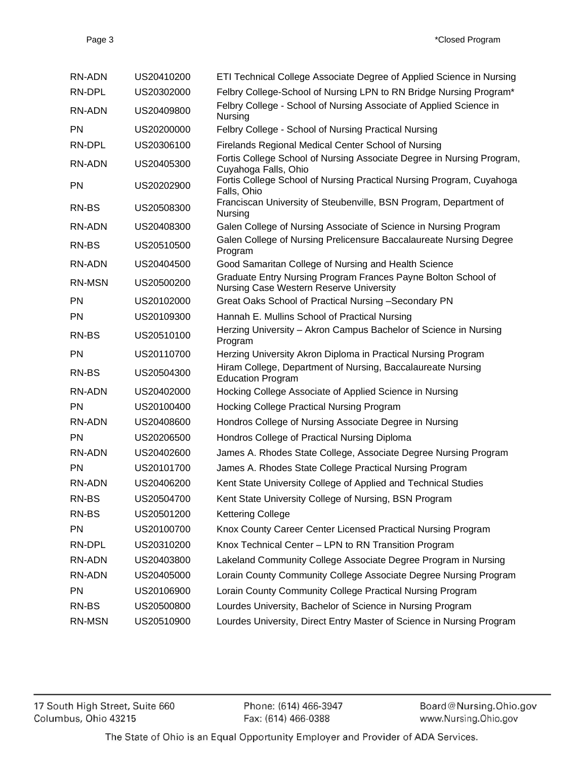*Closed Program

| | | |
|---|---|---|
| RN-ADN | US20410200 | ETI Technical College Associate Degree of Applied Science in Nursing |
| RN-DPL | US20302000 | Felbry College-School of Nursing LPN to RN Bridge Nursing Program* |
| RN-ADN | US20409800 | Felbry College - School of Nursing Associate of Applied Science in Nursing |
| PN | US20200000 | Felbry College - School of Nursing Practical Nursing |
| RN-DPL | US20306100 | Firelands Regional Medical Center School of Nursing |
| RN-ADN | US20405300 | Fortis College School of Nursing Associate Degree in Nursing Program, Cuyahoga Falls, Ohio |
| PN | US20202900 | Fortis College School of Nursing Practical Nursing Program, Cuyahoga Falls, Ohio |
| RN-BS | US20508300 | Franciscan University of Steubenville, BSN Program, Department of Nursing |
| RN-ADN | US20408300 | Galen College of Nursing Associate of Science in Nursing Program |
| RN-BS | US20510500 | Galen College of Nursing Prelicensure Baccalaureate Nursing Degree Program |
| RN-ADN | US20404500 | Good Samaritan College of Nursing and Health Science |
| RN-MSN | US20500200 | Graduate Entry Nursing Program Frances Payne Bolton School of Nursing Case Western Reserve University |
| PN | US20102000 | Great Oaks School of Practical Nursing –Secondary PN |
| PN | US20109300 | Hannah E. Mullins School of Practical Nursing |
| RN-BS | US20510100 | Herzing University – Akron Campus Bachelor of Science in Nursing Program |
| PN | US20110700 | Herzing University Akron Diploma in Practical Nursing Program |
| RN-BS | US20504300 | Hiram College, Department of Nursing, Baccalaureate Nursing Education Program |
| RN-ADN | US20402000 | Hocking College Associate of Applied Science in Nursing |
| PN | US20100400 | Hocking College Practical Nursing Program |
| RN-ADN | US20408600 | Hondros College of Nursing Associate Degree in Nursing |
| PN | US20206500 | Hondros College of Practical Nursing Diploma |
| RN-ADN | US20402600 | James A. Rhodes State College, Associate Degree Nursing Program |
| PN | US20101700 | James A. Rhodes State College Practical Nursing Program |
| RN-ADN | US20406200 | Kent State University College of Applied and Technical Studies |
| RN-BS | US20504700 | Kent State University College of Nursing, BSN Program |
| RN-BS | US20501200 | Kettering College |
| PN | US20100700 | Knox County Career Center Licensed Practical Nursing Program |
| RN-DPL | US20310200 | Knox Technical Center – LPN to RN Transition Program |
| RN-ADN | US20403800 | Lakeland Community College Associate Degree Program in Nursing |
| RN-ADN | US20405000 | Lorain County Community College Associate Degree Nursing Program |
| PN | US20106900 | Lorain County Community College Practical Nursing Program |
| RN-BS | US20500800 | Lourdes University, Bachelor of Science in Nursing Program |
| RN-MSN | US20510900 | Lourdes University, Direct Entry Master of Science in Nursing Program |

17 South High Street, Suite 660
Columbus, Ohio 43215

Phone: (614) 466-3947
Fax: (614) 466-0388

Board@Nursing.Ohio.gov
www.Nursing.Ohio.gov

The State of Ohio is an Equal Opportunity Employer and Provider of ADA Services.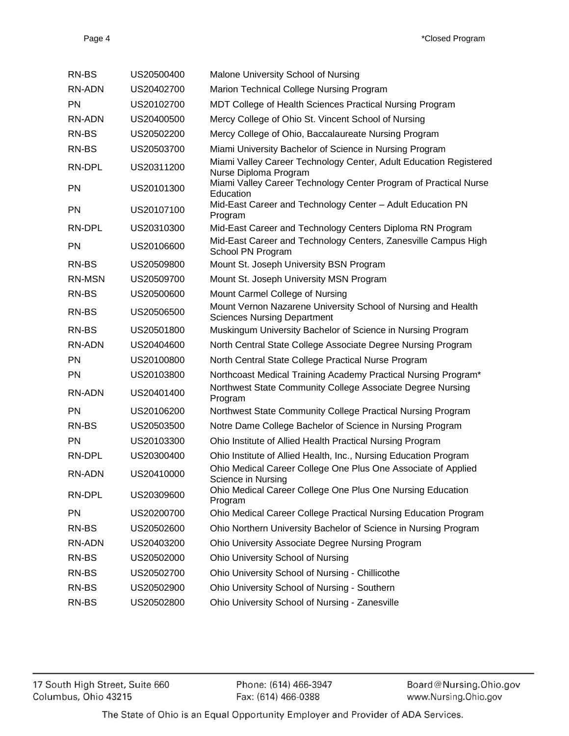| | | |
|---|---|---|
| RN-BS | US20500400 | Malone University School of Nursing |
| RN-ADN | US20402700 | Marion Technical College Nursing Program |
| PN | US20102700 | MDT College of Health Sciences Practical Nursing Program |
| RN-ADN | US20400500 | Mercy College of Ohio St. Vincent School of Nursing |
| RN-BS | US20502200 | Mercy College of Ohio, Baccalaureate Nursing Program |
| RN-BS | US20503700 | Miami University Bachelor of Science in Nursing Program |
| RN-DPL | US20311200 | Miami Valley Career Technology Center, Adult Education Registered Nurse Diploma Program |
| PN | US20101300 | Miami Valley Career Technology Center Program of Practical Nurse Education |
| PN | US20107100 | Mid-East Career and Technology Center – Adult Education PN Program |
| RN-DPL | US20310300 | Mid-East Career and Technology Centers Diploma RN Program |
| PN | US20106600 | Mid-East Career and Technology Centers, Zanesville Campus High School PN Program |
| RN-BS | US20509800 | Mount St. Joseph University BSN Program |
| RN-MSN | US20509700 | Mount St. Joseph University MSN Program |
| RN-BS | US20500600 | Mount Carmel College of Nursing |
| RN-BS | US20506500 | Mount Vernon Nazarene University School of Nursing and Health Sciences Nursing Department |
| RN-BS | US20501800 | Muskingum University Bachelor of Science in Nursing Program |
| RN-ADN | US20404600 | North Central State College Associate Degree Nursing Program |
| PN | US20100800 | North Central State College Practical Nurse Program |
| PN | US20103800 | Northcoast Medical Training Academy Practical Nursing Program* |
| RN-ADN | US20401400 | Northwest State Community College Associate Degree Nursing Program |
| PN | US20106200 | Northwest State Community College Practical Nursing Program |
| RN-BS | US20503500 | Notre Dame College Bachelor of Science in Nursing Program |
| PN | US20103300 | Ohio Institute of Allied Health Practical Nursing Program |
| RN-DPL | US20300400 | Ohio Institute of Allied Health, Inc., Nursing Education Program |
| RN-ADN | US20410000 | Ohio Medical Career College One Plus One Associate of Applied Science in Nursing |
| RN-DPL | US20309600 | Ohio Medical Career College One Plus One Nursing Education Program |
| PN | US20200700 | Ohio Medical Career College Practical Nursing Education Program |
| RN-BS | US20502600 | Ohio Northern University Bachelor of Science in Nursing Program |
| RN-ADN | US20403200 | Ohio University Associate Degree Nursing Program |
| RN-BS | US20502000 | Ohio University School of Nursing |
| RN-BS | US20502700 | Ohio University School of Nursing - Chillicothe |
| RN-BS | US20502900 | Ohio University School of Nursing - Southern |
| RN-BS | US20502800 | Ohio University School of Nursing - Zanesville |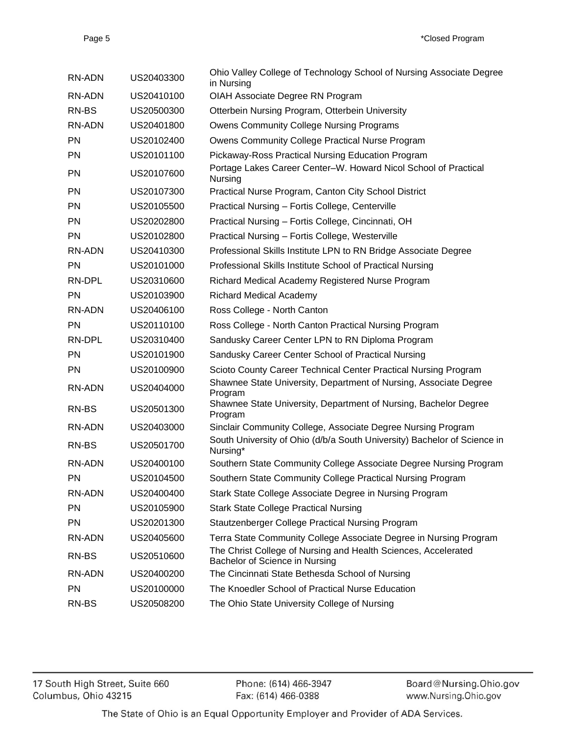| | | |
|---|---|---|
| RN-ADN | US20403300 | Ohio Valley College of Technology School of Nursing Associate Degree in Nursing |
| RN-ADN | US20410100 | OIAH Associate Degree RN Program |
| RN-BS | US20500300 | Otterbein Nursing Program, Otterbein University |
| RN-ADN | US20401800 | Owens Community College Nursing Programs |
| PN | US20102400 | Owens Community College Practical Nurse Program |
| PN | US20101100 | Pickaway-Ross Practical Nursing Education Program |
| PN | US20107600 | Portage Lakes Career Center–W. Howard Nicol School of Practical Nursing |
| PN | US20107300 | Practical Nurse Program, Canton City School District |
| PN | US20105500 | Practical Nursing – Fortis College, Centerville |
| PN | US20202800 | Practical Nursing – Fortis College, Cincinnati, OH |
| PN | US20102800 | Practical Nursing – Fortis College, Westerville |
| RN-ADN | US20410300 | Professional Skills Institute LPN to RN Bridge Associate Degree |
| PN | US20101000 | Professional Skills Institute School of Practical Nursing |
| RN-DPL | US20310600 | Richard Medical Academy Registered Nurse Program |
| PN | US20103900 | Richard Medical Academy |
| RN-ADN | US20406100 | Ross College - North Canton |
| PN | US20110100 | Ross College - North Canton Practical Nursing Program |
| RN-DPL | US20310400 | Sandusky Career Center LPN to RN Diploma Program |
| PN | US20101900 | Sandusky Career Center School of Practical Nursing |
| PN | US20100900 | Scioto County Career Technical Center Practical Nursing Program |
| RN-ADN | US20404000 | Shawnee State University, Department of Nursing, Associate Degree Program |
| RN-BS | US20501300 | Shawnee State University, Department of Nursing, Bachelor Degree Program |
| RN-ADN | US20403000 | Sinclair Community College, Associate Degree Nursing Program |
| RN-BS | US20501700 | South University of Ohio (d/b/a South University) Bachelor of Science in Nursing* |
| RN-ADN | US20400100 | Southern State Community College Associate Degree Nursing Program |
| PN | US20104500 | Southern State Community College Practical Nursing Program |
| RN-ADN | US20400400 | Stark State College Associate Degree in Nursing Program |
| PN | US20105900 | Stark State College Practical Nursing |
| PN | US20201300 | Stautzenberger College Practical Nursing Program |
| RN-ADN | US20405600 | Terra State Community College Associate Degree in Nursing Program |
| RN-BS | US20510600 | The Christ College of Nursing and Health Sciences, Accelerated Bachelor of Science in Nursing |
| RN-ADN | US20400200 | The Cincinnati State Bethesda School of Nursing |
| PN | US20100000 | The Knoedler School of Practical Nurse Education |
| RN-BS | US20508200 | The Ohio State University College of Nursing |

*Closed Program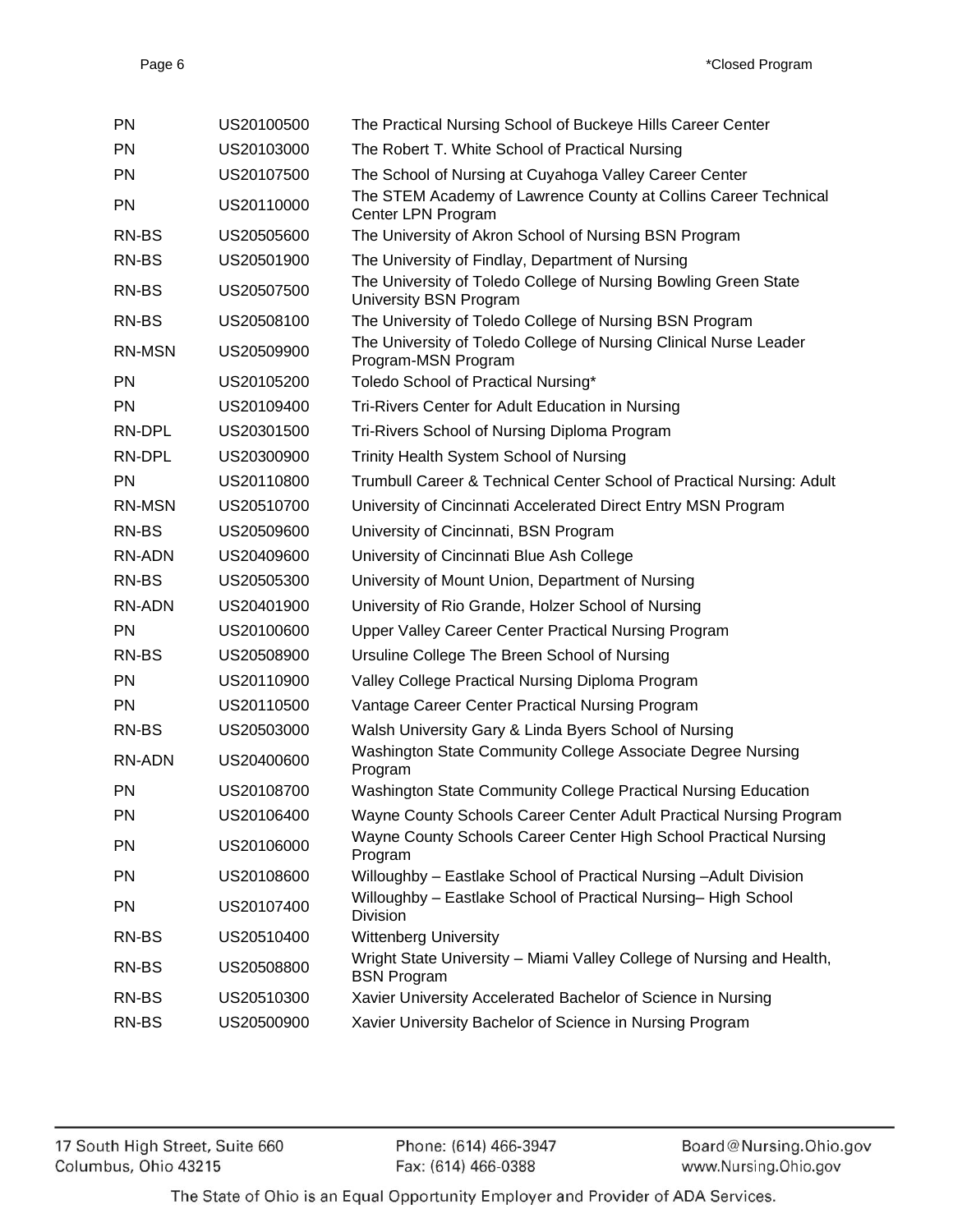| | | |
|---|---|---|
| PN | US20100500 | The Practical Nursing School of Buckeye Hills Career Center |
| PN | US20103000 | The Robert T. White School of Practical Nursing |
| PN | US20107500 | The School of Nursing at Cuyahoga Valley Career Center |
| PN | US20110000 | The STEM Academy of Lawrence County at Collins Career Technical Center LPN Program |
| RN-BS | US20505600 | The University of Akron School of Nursing BSN Program |
| RN-BS | US20501900 | The University of Findlay, Department of Nursing |
| RN-BS | US20507500 | The University of Toledo College of Nursing Bowling Green State University BSN Program |
| RN-BS | US20508100 | The University of Toledo College of Nursing BSN Program |
| RN-MSN | US20509900 | The University of Toledo College of Nursing Clinical Nurse Leader Program-MSN Program |
| PN | US20105200 | Toledo School of Practical Nursing* |
| PN | US20109400 | Tri-Rivers Center for Adult Education in Nursing |
| RN-DPL | US20301500 | Tri-Rivers School of Nursing Diploma Program |
| RN-DPL | US20300900 | Trinity Health System School of Nursing |
| PN | US20110800 | Trumbull Career & Technical Center School of Practical Nursing: Adult |
| RN-MSN | US20510700 | University of Cincinnati Accelerated Direct Entry MSN Program |
| RN-BS | US20509600 | University of Cincinnati, BSN Program |
| RN-ADN | US20409600 | University of Cincinnati Blue Ash College |
| RN-BS | US20505300 | University of Mount Union, Department of Nursing |
| RN-ADN | US20401900 | University of Rio Grande, Holzer School of Nursing |
| PN | US20100600 | Upper Valley Career Center Practical Nursing Program |
| RN-BS | US20508900 | Ursuline College The Breen School of Nursing |
| PN | US20110900 | Valley College Practical Nursing Diploma Program |
| PN | US20110500 | Vantage Career Center Practical Nursing Program |
| RN-BS | US20503000 | Walsh University Gary & Linda Byers School of Nursing |
| RN-ADN | US20400600 | Washington State Community College Associate Degree Nursing Program |
| PN | US20108700 | Washington State Community College Practical Nursing Education |
| PN | US20106400 | Wayne County Schools Career Center Adult Practical Nursing Program |
| PN | US20106000 | Wayne County Schools Career Center High School Practical Nursing Program |
| PN | US20108600 | Willoughby – Eastlake School of Practical Nursing –Adult Division |
| PN | US20107400 | Willoughby – Eastlake School of Practical Nursing– High School Division |
| RN-BS | US20510400 | Wittenberg University |
| RN-BS | US20508800 | Wright State University – Miami Valley College of Nursing and Health, BSN Program |
| RN-BS | US20510300 | Xavier University Accelerated Bachelor of Science in Nursing |
| RN-BS | US20500900 | Xavier University Bachelor of Science in Nursing Program |

*Closed Program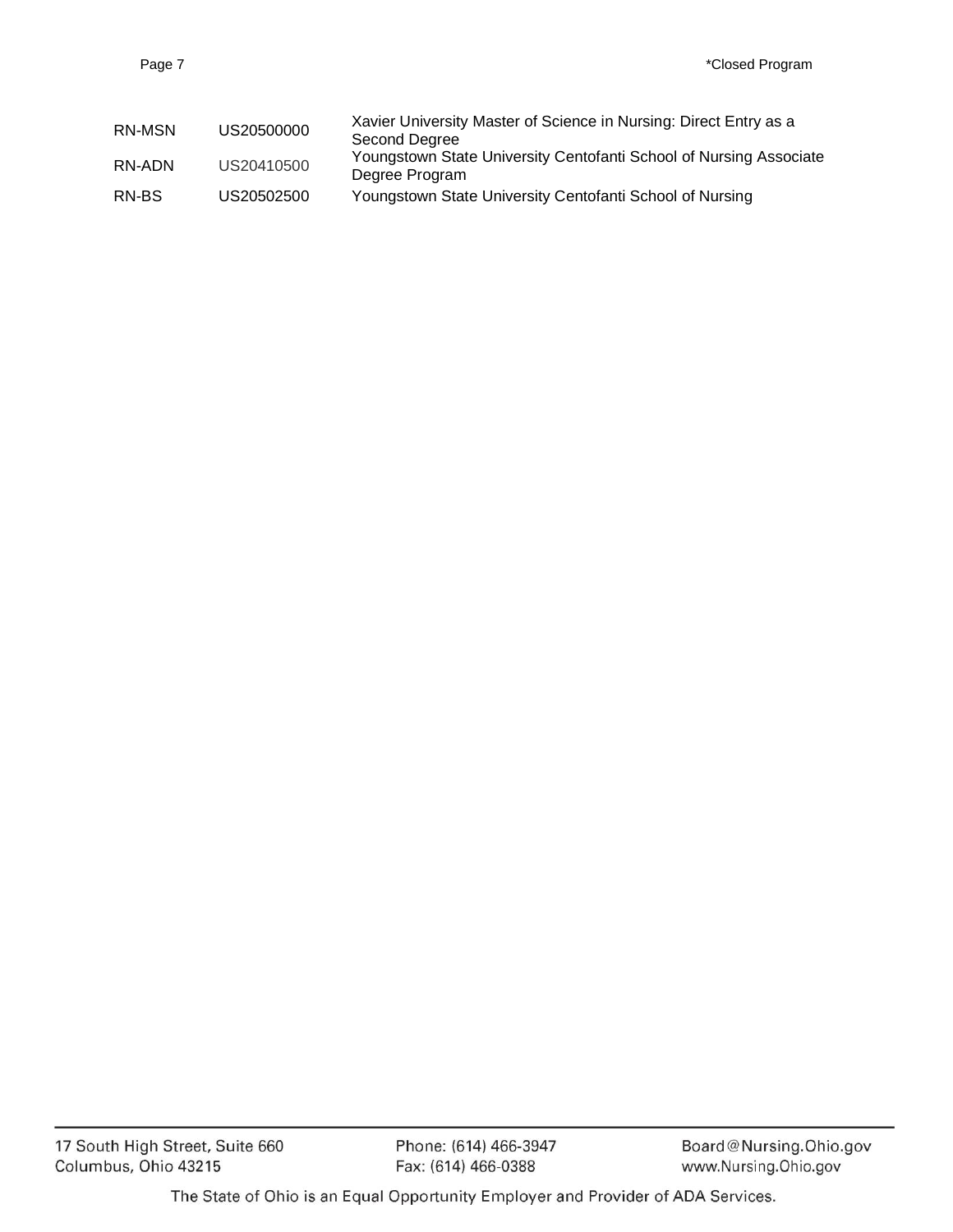| | | |
|---|---|---|
| RN-MSN | US20500000 | Xavier University Master of Science in Nursing: Direct Entry as a Second Degree |
| RN-ADN | US20410500 | Youngstown State University Centofanti School of Nursing Associate Degree Program |
| RN-BS | US20502500 | Youngstown State University Centofanti School of Nursing |

17 South High Street, Suite 660
Columbus, Ohio 43215

Phone: (614) 466-3947
Fax: (614) 466-0388

Board@Nursing.Ohio.gov
www.Nursing.Ohio.gov

The State of Ohio is an Equal Opportunity Employer and Provider of ADA Services.